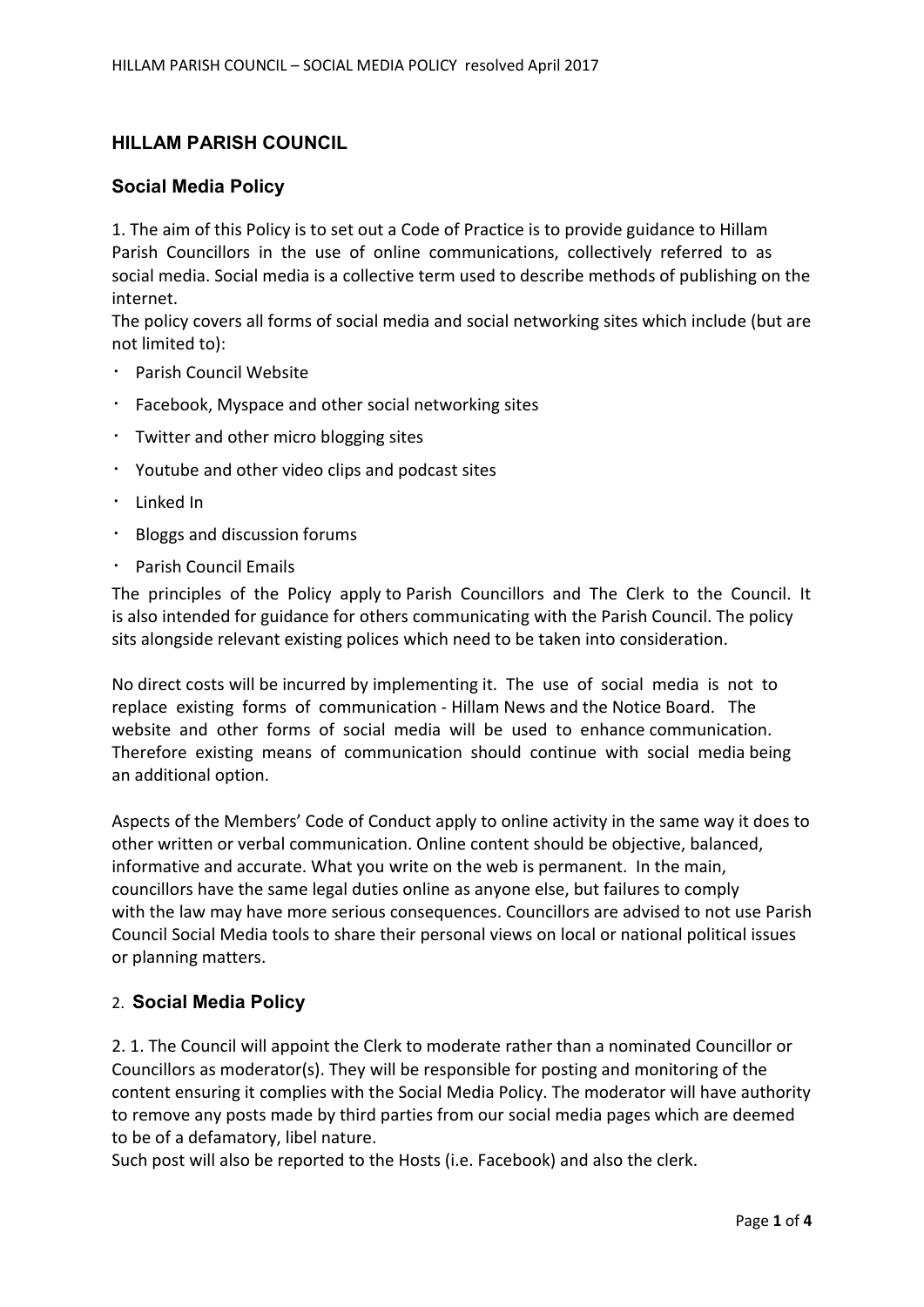## HILLAM PARISH COUNCIL

### Social Media Policy

1. The aim of this Policy is to set out a Code of Practice is to provide guidance to Hillam Parish Councillors in the use of online communications, collectively referred to as social media. Social media is a collective term used to describe methods of publishing on the internet.

The policy covers all forms of social media and social networking sites which include (but are not limited to):

- Parish Council Website
- Facebook, Myspace and other social networking sites
- Twitter and other micro blogging sites
- Youtube and other video clips and podcast sites
- Linked In
- Bloggs and discussion forums
- Parish Council Emails

The principles of the Policy apply to Parish Councillors and The Clerk to the Council. It is also intended for guidance for others communicating with the Parish Council. The policy sits alongside relevant existing polices which need to be taken into consideration.

No direct costs will be incurred by implementing it. The use of social media is not to replace existing forms of communication - Hillam News and the Notice Board. The website and other forms of social media will be used to enhance communication. Therefore existing means of communication should continue with social media being an additional option.

Aspects of the Members' Code of Conduct apply to online activity in the same way it does to other written or verbal communication. Online content should be objective, balanced, informative and accurate. What you write on the web is permanent. In the main, councillors have the same legal duties online as anyone else, but failures to comply with the law may have more serious consequences. Councillors are advised to not use Parish Council Social Media tools to share their personal views on local or national political issues or planning matters.

### 2. Social Media Policy

2. 1. The Council will appoint the Clerk to moderate rather than a nominated Councillor or Councillors as moderator(s). They will be responsible for posting and monitoring of the content ensuring it complies with the Social Media Policy. The moderator will have authority to remove any posts made by third parties from our social media pages which are deemed to be of a defamatory, libel nature.

Such post will also be reported to the Hosts (i.e. Facebook) and also the clerk.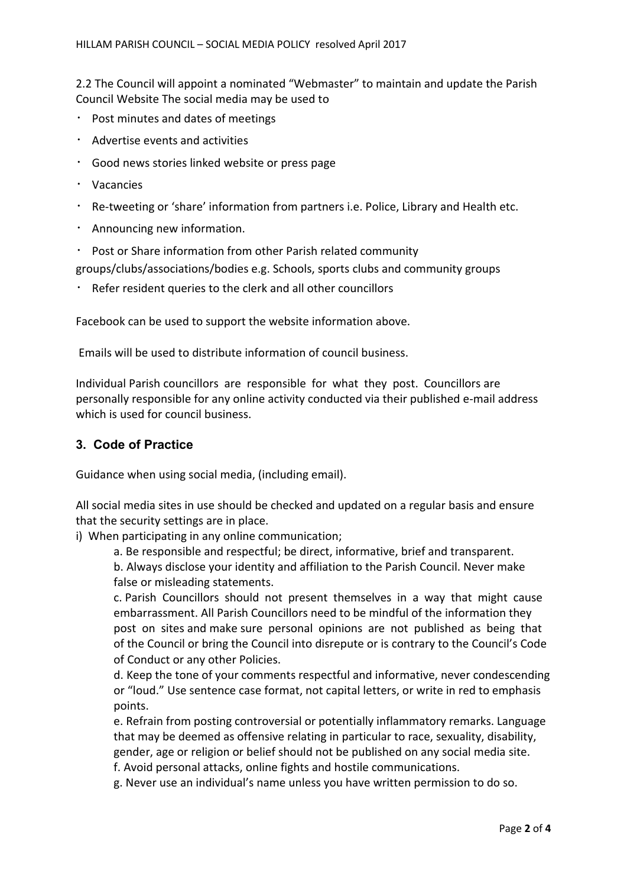2.2 The Council will appoint a nominated "Webmaster" to maintain and update the Parish Council Website The social media may be used to

- Post minutes and dates of meetings
- Advertise events and activities
- Good news stories linked website or press page
- Vacancies
- Re-tweeting or 'share' information from partners i.e. Police, Library and Health etc.
- Announcing new information.
- Post or Share information from other Parish related community groups/clubs/associations/bodies e.g. Schools, sports clubs and community groups
- Refer resident queries to the clerk and all other councillors

Facebook can be used to support the website information above.

Emails will be used to distribute information of council business.

Individual Parish councillors are responsible for what they post. Councillors are personally responsible for any online activity conducted via their published e-mail address which is used for council business.

## 3. Code of Practice

Guidance when using social media, (including email).

All social media sites in use should be checked and updated on a regular basis and ensure that the security settings are in place.

i) When participating in any online communication;

a. Be responsible and respectful; be direct, informative, brief and transparent.

b. Always disclose your identity and affiliation to the Parish Council. Never make false or misleading statements.

c. Parish Councillors should not present themselves in a way that might cause embarrassment. All Parish Councillors need to be mindful of the information they post on sites and make sure personal opinions are not published as being that of the Council or bring the Council into disrepute or is contrary to the Council's Code of Conduct or any other Policies.

d. Keep the tone of your comments respectful and informative, never condescending or "loud." Use sentence case format, not capital letters, or write in red to emphasis points.

e. Refrain from posting controversial or potentially inflammatory remarks. Language that may be deemed as offensive relating in particular to race, sexuality, disability, gender, age or religion or belief should not be published on any social media site.

f. Avoid personal attacks, online fights and hostile communications.

g. Never use an individual's name unless you have written permission to do so.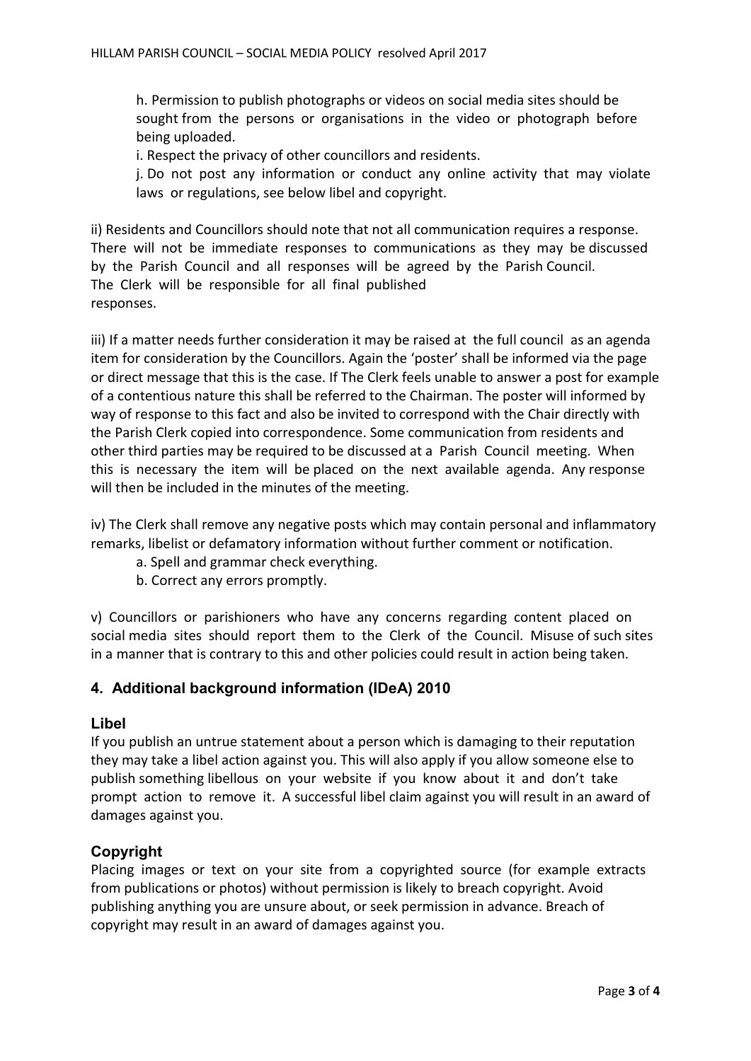h. Permission to publish photographs or videos on social media sites should be sought from the persons or organisations in the video or photograph before being uploaded.

i. Respect the privacy of other councillors and residents.

j. Do not post any information or conduct any online activity that may violate laws or regulations, see below libel and copyright.

ii) Residents and Councillors should note that not all communication requires a response. There will not be immediate responses to communications as they may be discussed by the Parish Council and all responses will be agreed by the Parish Council. The Clerk will be responsible for all final published responses.

iii) If a matter needs further consideration it may be raised at the full council as an agenda item for consideration by the Councillors. Again the 'poster' shall be informed via the page or direct message that this is the case. If The Clerk feels unable to answer a post for example of a contentious nature this shall be referred to the Chairman. The poster will informed by way of response to this fact and also be invited to correspond with the Chair directly with the Parish Clerk copied into correspondence. Some communication from residents and other third parties may be required to be discussed at a Parish Council meeting. When this is necessary the item will be placed on the next available agenda. Any response will then be included in the minutes of the meeting.

iv) The Clerk shall remove any negative posts which may contain personal and inflammatory remarks, libelist or defamatory information without further comment or notification.

a. Spell and grammar check everything.

b. Correct any errors promptly.

v) Councillors or parishioners who have any concerns regarding content placed on social media sites should report them to the Clerk of the Council. Misuse of such sites in a manner that is contrary to this and other policies could result in action being taken.

## 4. Additional background information (IDeA) 2010

### Libel

If you publish an untrue statement about a person which is damaging to their reputation they may take a libel action against you. This will also apply if you allow someone else to publish something libellous on your website if you know about it and don't take prompt action to remove it. A successful libel claim against you will result in an award of damages against you.

### Copyright

Placing images or text on your site from a copyrighted source (for example extracts from publications or photos) without permission is likely to breach copyright. Avoid publishing anything you are unsure about, or seek permission in advance. Breach of copyright may result in an award of damages against you.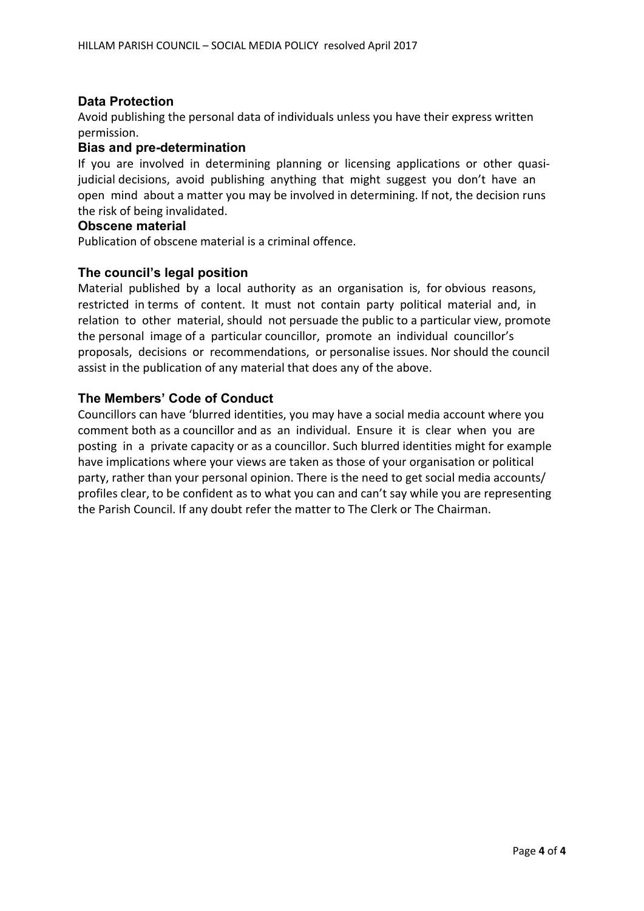## Data Protection

Avoid publishing the personal data of individuals unless you have their express written permission.

## Bias and pre-determination

If you are involved in determining planning or licensing applications or other quasi-judicial decisions, avoid publishing anything that might suggest you don't have an open mind about a matter you may be involved in determining. If not, the decision runs the risk of being invalidated.

## Obscene material

Publication of obscene material is a criminal offence.

## The council's legal position

Material published by a local authority as an organisation is, for obvious reasons, restricted in terms of content. It must not contain party political material and, in relation to other material, should not persuade the public to a particular view, promote the personal image of a particular councillor, promote an individual councillor's proposals, decisions or recommendations, or personalise issues. Nor should the council assist in the publication of any material that does any of the above.

## The Members' Code of Conduct

Councillors can have 'blurred identities, you may have a social media account where you comment both as a councillor and as an individual. Ensure it is clear when you are posting in a private capacity or as a councillor. Such blurred identities might for example have implications where your views are taken as those of your organisation or political party, rather than your personal opinion. There is the need to get social media accounts/ profiles clear, to be confident as to what you can and can't say while you are representing the Parish Council. If any doubt refer the matter to The Clerk or The Chairman.